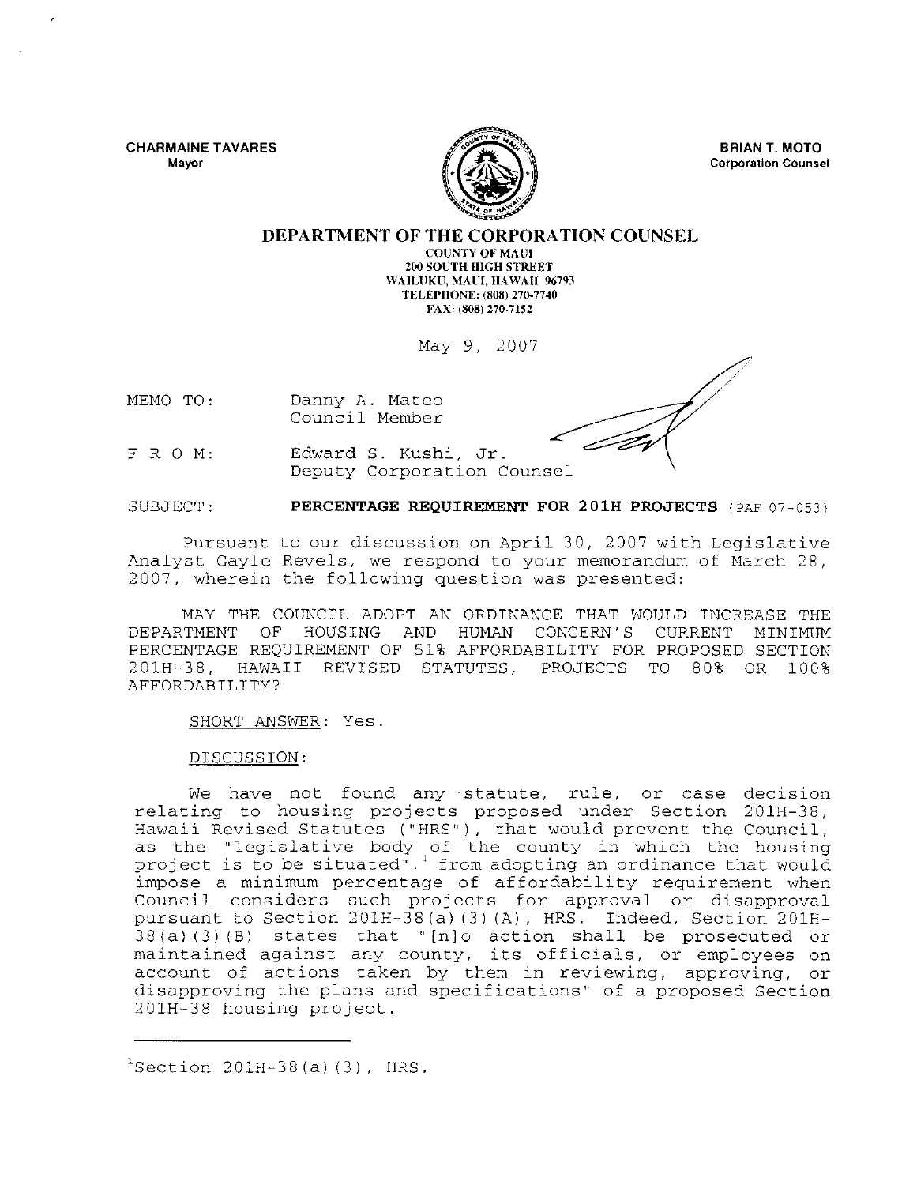**CHARMAINE TAVARES**
Mayor

**BRIAN T. MOTO**
Corporation Counsel

## DEPARTMENT OF THE CORPORATION COUNSEL

COUNTY OF MAUI
200 SOUTH HIGH STREET
WAILUKU, MAUI, HAWAII 96793
TELEPHONE: (808) 270-7740
FAX: (808) 270-7152

May 9, 2007

MEMO TO: Danny A. Mateo
Council Member

F R O M: Edward S. Kushi, Jr.
Deputy Corporation Counsel

SUBJECT: **PERCENTAGE REQUIREMENT FOR 201H PROJECTS** (PAF 07-053)

Pursuant to our discussion on April 30, 2007 with Legislative Analyst Gayle Revels, we respond to your memorandum of March 28, 2007, wherein the following question was presented:

MAY THE COUNCIL ADOPT AN ORDINANCE THAT WOULD INCREASE THE DEPARTMENT OF HOUSING AND HUMAN CONCERN'S CURRENT MINIMUM PERCENTAGE REQUIREMENT OF 51% AFFORDABILITY FOR PROPOSED SECTION 201H-38, HAWAII REVISED STATUTES, PROJECTS TO 80% OR 100% AFFORDABILITY?

SHORT ANSWER: Yes.

DISCUSSION:

We have not found any statute, rule, or case decision relating to housing projects proposed under Section 201H-38, Hawaii Revised Statutes ("HRS"), that would prevent the Council, as the "legislative body of the county in which the housing project is to be situated",[1] from adopting an ordinance that would impose a minimum percentage of affordability requirement when Council considers such projects for approval or disapproval pursuant to Section 201H-38(a)(3)(A), HRS. Indeed, Section 201H-38(a)(3)(B) states that "[n]o action shall be prosecuted or maintained against any county, its officials, or employees on account of actions taken by them in reviewing, approving, or disapproving the plans and specifications" of a proposed Section 201H-38 housing project.

---

[1] Section 201H-38(a)(3), HRS.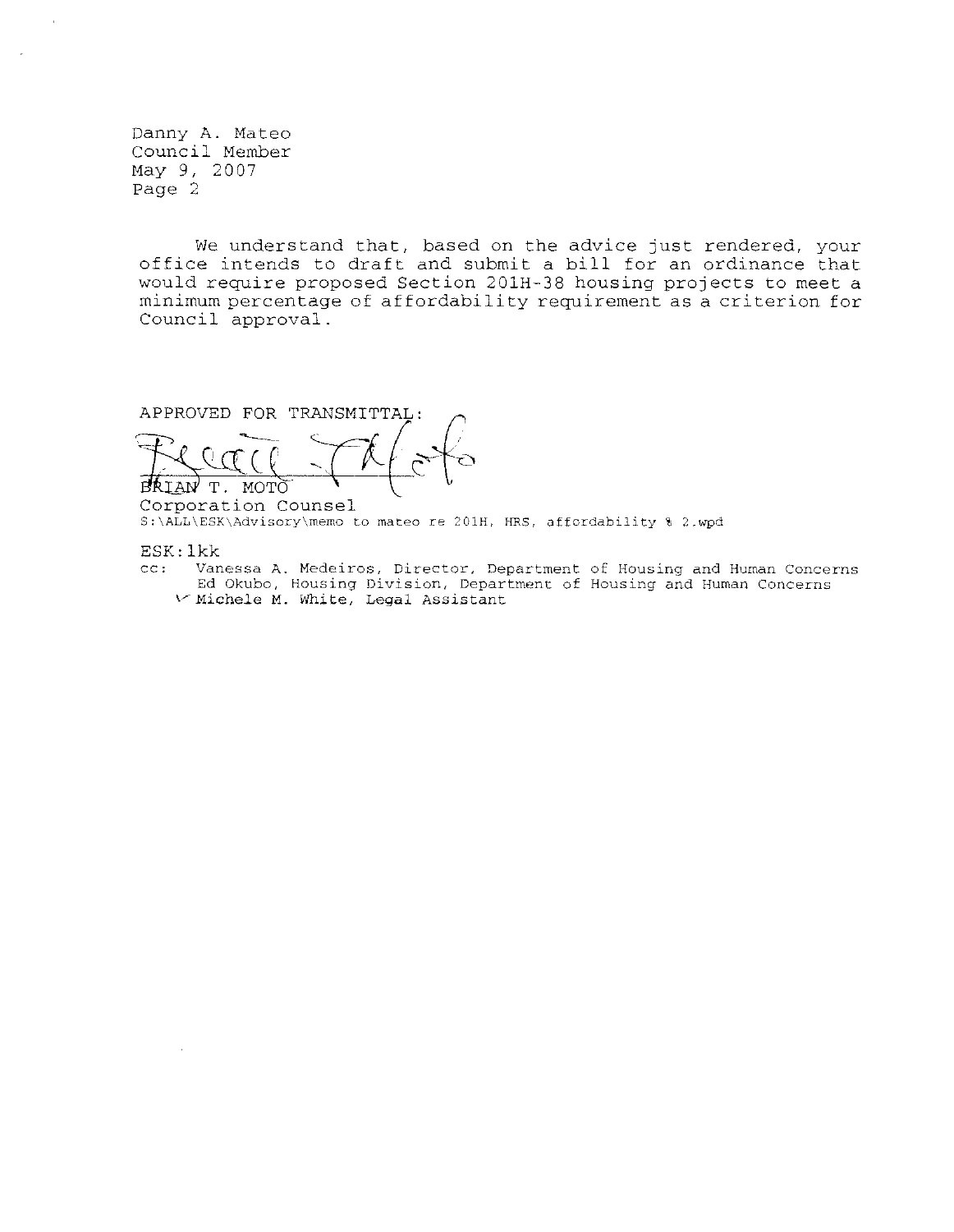Danny A. Mateo
Council Member
May 9, 2007
Page 2

We understand that, based on the advice just rendered, your office intends to draft and submit a bill for an ordinance that would require proposed Section 201H-38 housing projects to meet a minimum percentage of affordability requirement as a criterion for Council approval.

APPROVED FOR TRANSMITTAL:

BRIAN T. MOTO
Corporation Counsel
S:\ALL\ESK\Advisory\memo to mateo re 201H, HRS, affordability % 2.wpd

ESK:lkk

cc: Vanessa A. Medeiros, Director, Department of Housing and Human Concerns
Ed Okubo, Housing Division, Department of Housing and Human Concerns
✓ Michele M. White, Legal Assistant